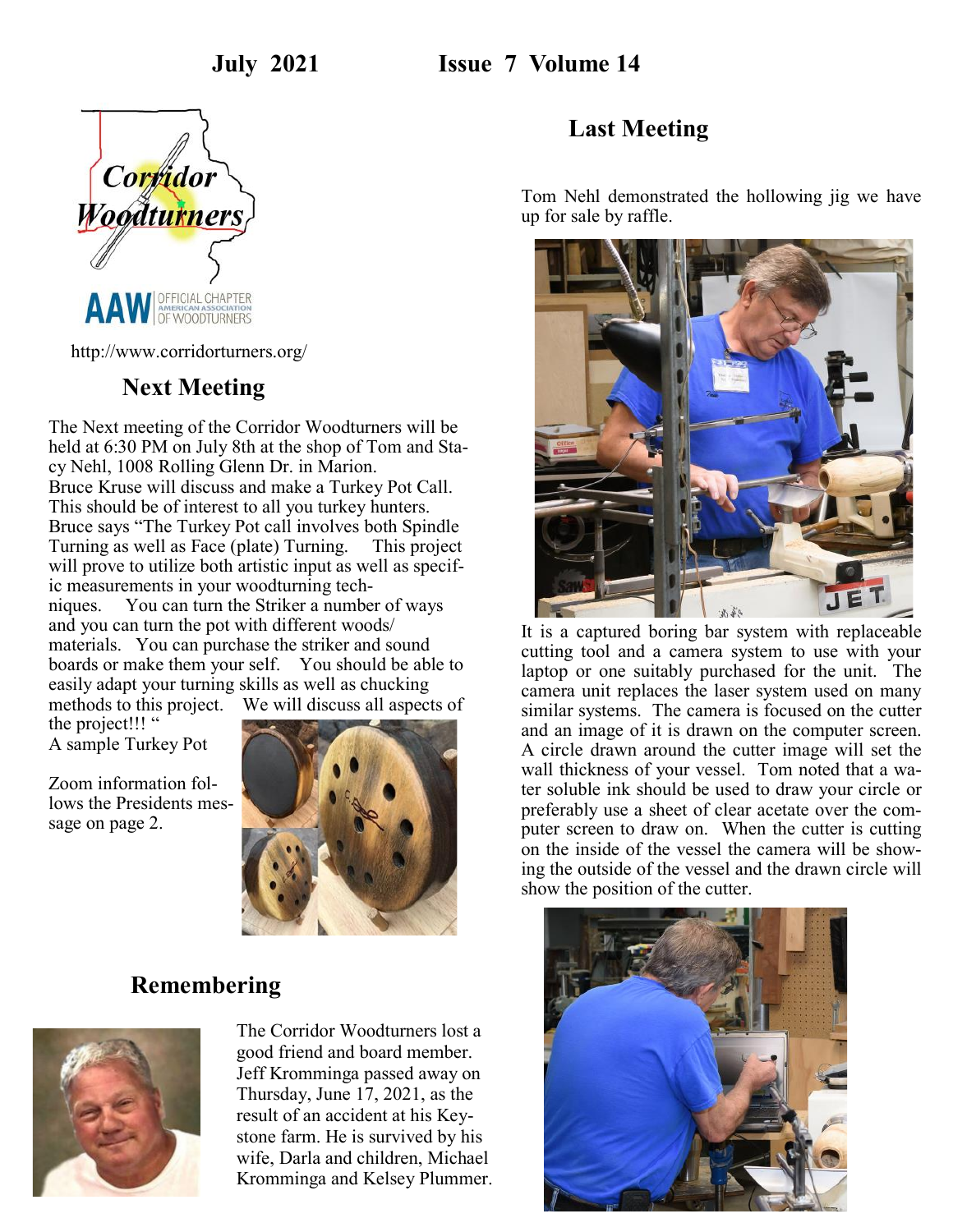July 2021 Issue 7 Volume 14

Corridor Woodturners

AAW OFFICIAL CHAPTER AMERICAN ASSOCIATION OF WOODTURNERS

http://www.corridorturners.org/

## Next Meeting

The Next meeting of the Corridor Woodturners will be held at 6:30 PM on July 8th at the shop of Tom and Stacy Nehl, 1008 Rolling Glenn Dr. in Marion. Bruce Kruse will discuss and make a Turkey Pot Call. This should be of interest to all you turkey hunters. Bruce says "The Turkey Pot call involves both Spindle Turning as well as Face (plate) Turning. This project will prove to utilize both artistic input as well as specific measurements in your woodturning techniques. You can turn the Striker a number of ways and you can turn the pot with different woods/ materials. You can purchase the striker and sound boards or make them your self. You should be able to easily adapt your turning skills as well as chucking methods to this project. We will discuss all aspects of the project!!! "

A sample Turkey Pot

Zoom information follows the Presidents message on page 2.

## Remembering

The Corridor Woodturners lost a good friend and board member. Jeff Kromminga passed away on Thursday, June 17, 2021, as the result of an accident at his Keystone farm. He is survived by his wife, Darla and children, Michael Kromminga and Kelsey Plummer.

## Last Meeting

Tom Nehl demonstrated the hollowing jig we have up for sale by raffle.

It is a captured boring bar system with replaceable cutting tool and a camera system to use with your laptop or one suitably purchased for the unit. The camera unit replaces the laser system used on many similar systems. The camera is focused on the cutter and an image of it is drawn on the computer screen. A circle drawn around the cutter image will set the wall thickness of your vessel. Tom noted that a water soluble ink should be used to draw your circle or preferably use a sheet of clear acetate over the computer screen to draw on. When the cutter is cutting on the inside of the vessel the camera will be showing the outside of the vessel and the drawn circle will show the position of the cutter.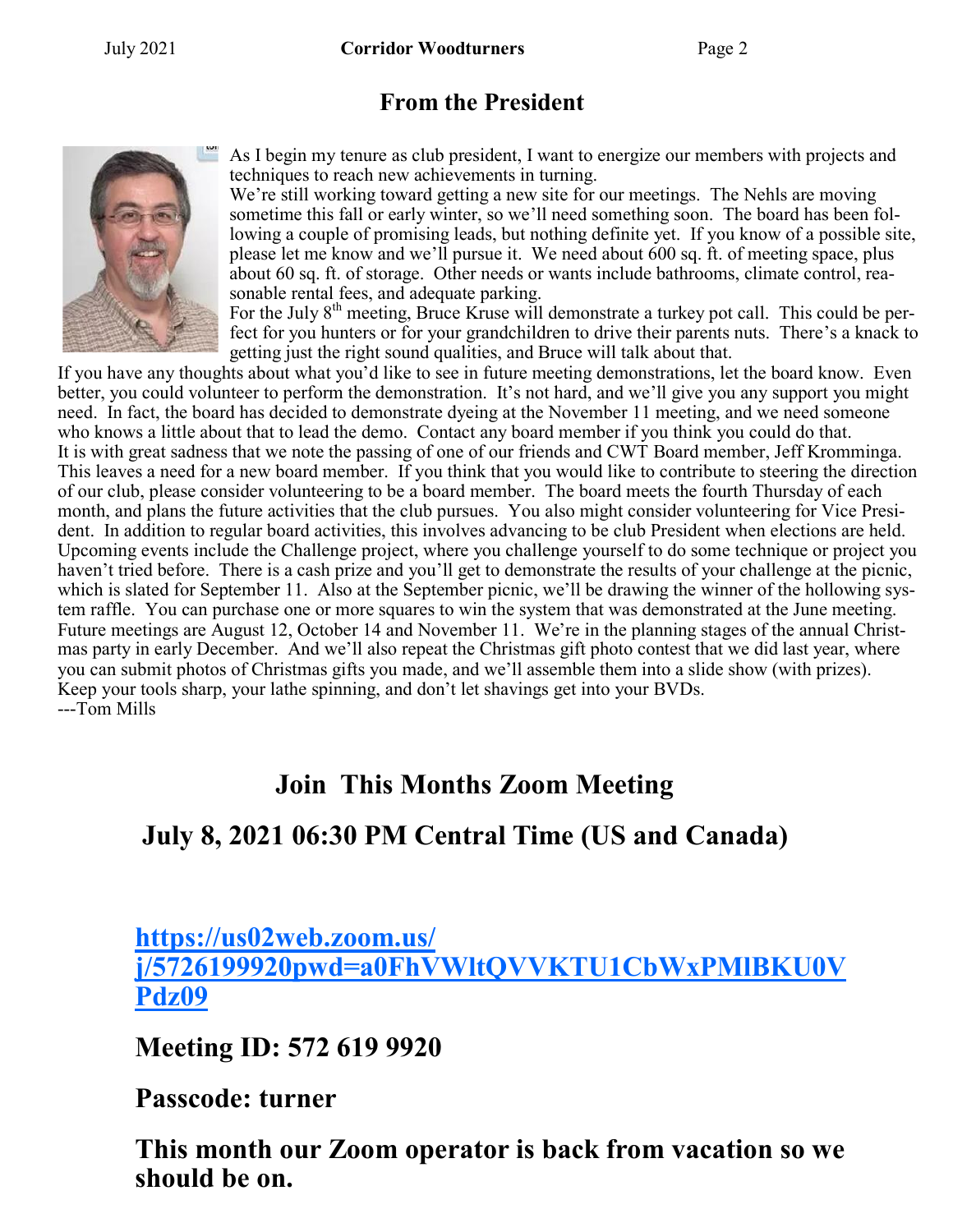## From the President

As I begin my tenure as club president, I want to energize our members with projects and techniques to reach new achievements in turning.

We're still working toward getting a new site for our meetings. The Nehls are moving sometime this fall or early winter, so we'll need something soon. The board has been following a couple of promising leads, but nothing definite yet. If you know of a possible site, please let me know and we'll pursue it. We need about 600 sq. ft. of meeting space, plus about 60 sq. ft. of storage. Other needs or wants include bathrooms, climate control, reasonable rental fees, and adequate parking.

For the July 8th meeting, Bruce Kruse will demonstrate a turkey pot call. This could be perfect for you hunters or for your grandchildren to drive their parents nuts. There's a knack to getting just the right sound qualities, and Bruce will talk about that.

If you have any thoughts about what you'd like to see in future meeting demonstrations, let the board know. Even better, you could volunteer to perform the demonstration. It's not hard, and we'll give you any support you might need. In fact, the board has decided to demonstrate dyeing at the November 11 meeting, and we need someone who knows a little about that to lead the demo. Contact any board member if you think you could do that.

It is with great sadness that we note the passing of one of our friends and CWT Board member, Jeff Kromminga. This leaves a need for a new board member. If you think that you would like to contribute to steering the direction of our club, please consider volunteering to be a board member. The board meets the fourth Thursday of each month, and plans the future activities that the club pursues. You also might consider volunteering for Vice President. In addition to regular board activities, this involves advancing to be club President when elections are held.

Upcoming events include the Challenge project, where you challenge yourself to do some technique or project you haven't tried before. There is a cash prize and you'll get to demonstrate the results of your challenge at the picnic, which is slated for September 11. Also at the September picnic, we'll be drawing the winner of the hollowing system raffle. You can purchase one or more squares to win the system that was demonstrated at the June meeting.

Future meetings are August 12, October 14 and November 11. We're in the planning stages of the annual Christmas party in early December. And we'll also repeat the Christmas gift photo contest that we did last year, where you can submit photos of Christmas gifts you made, and we'll assemble them into a slide show (with prizes).

Keep your tools sharp, your lathe spinning, and don't let shavings get into your BVDs.

---Tom Mills

## Join This Months Zoom Meeting

## July 8, 2021 06:30 PM Central Time (US and Canada)

**https://us02web.zoom.us/j/5726199920pwd=a0FhVWltQVVKTU1CbWxPMlBKU0VPdz09**

**Meeting ID: 572 619 9920**

**Passcode: turner**

**This month our Zoom operator is back from vacation so we should be on.**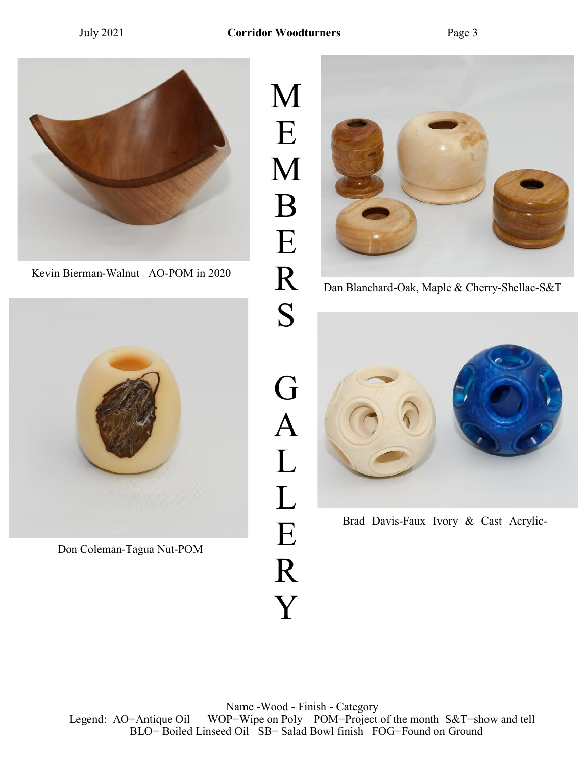# MEMBERS GALLERY

Kevin Bierman-Walnut– AO-POM in 2020

Dan Blanchard-Oak, Maple & Cherry-Shellac-S&T

Don Coleman-Tagua Nut-POM

Brad Davis-Faux Ivory & Cast Acrylic-

Name -Wood - Finish - Category

Legend: AO=Antique Oil WOP=Wipe on Poly POM=Project of the month S&T=show and tell BLO= Boiled Linseed Oil SB= Salad Bowl finish FOG=Found on Ground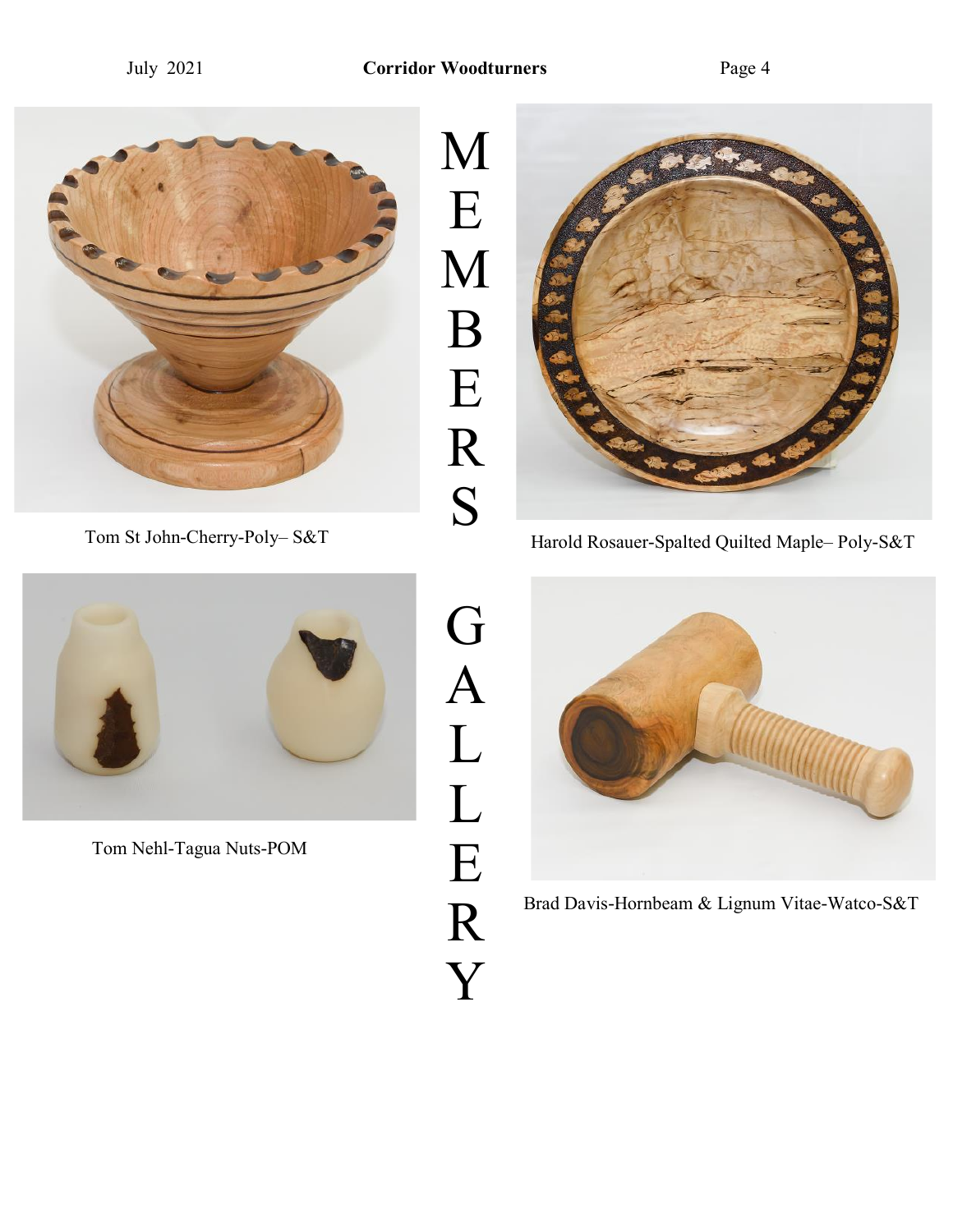# MEMBERS GALLERY

Tom St John-Cherry-Poly– S&T

Harold Rosauer-Spalted Quilted Maple– Poly-S&T

Tom Nehl-Tagua Nuts-POM

Brad Davis-Hornbeam & Lignum Vitae-Watco-S&T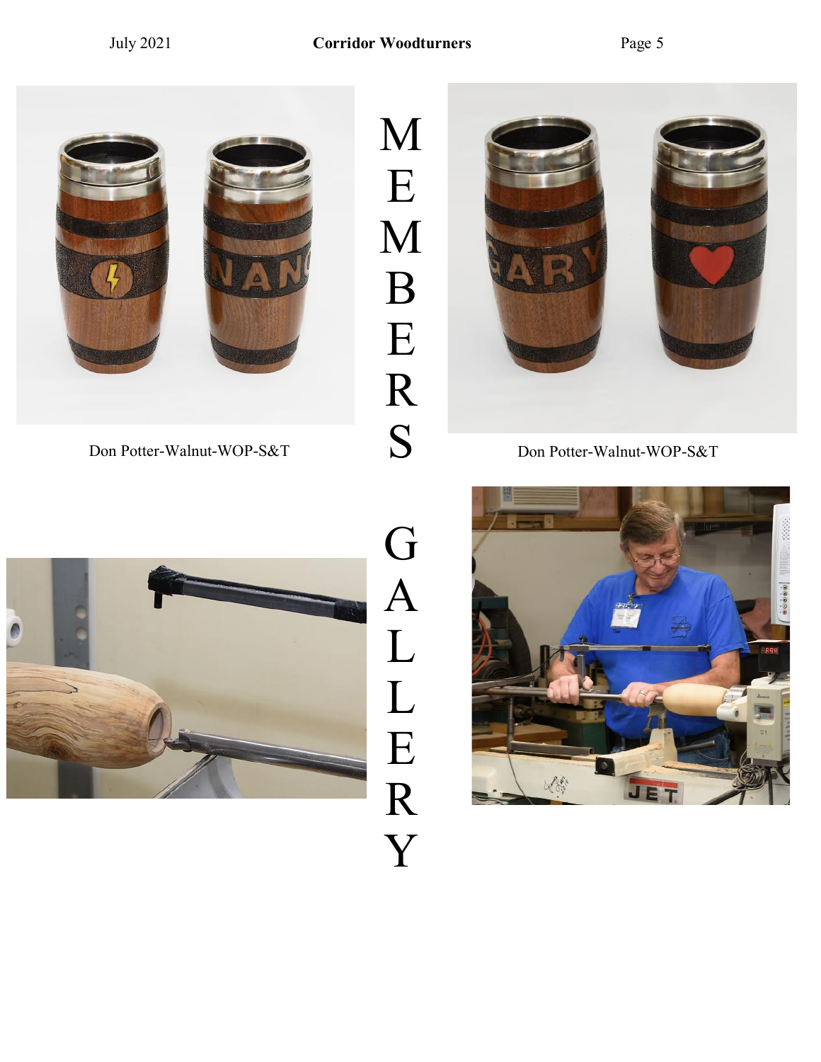# MEMBERS GALLERY

Don Potter-Walnut-WOP-S&T

Don Potter-Walnut-WOP-S&T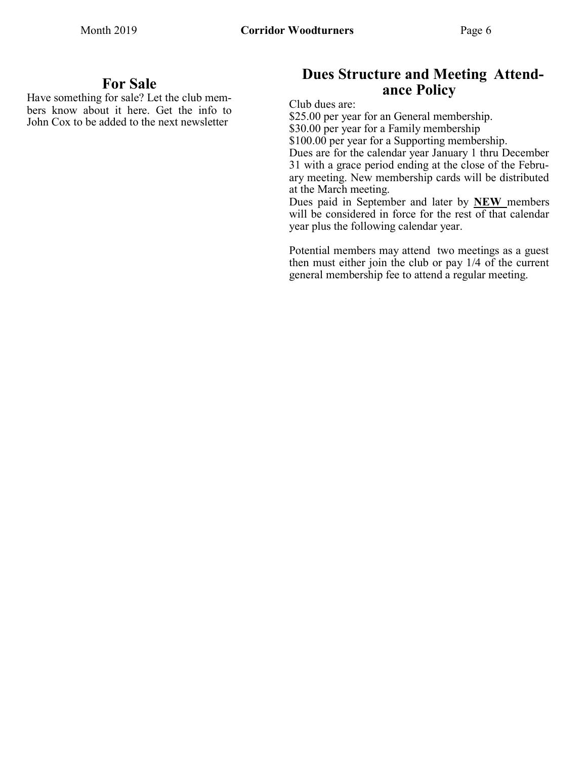## For Sale

Have something for sale? Let the club members know about it here. Get the info to John Cox to be added to the next newsletter

## Dues Structure and Meeting Attendance Policy

Club dues are:
$25.00 per year for an General membership.
$30.00 per year for a Family membership
$100.00 per year for a Supporting membership.
Dues are for the calendar year January 1 thru December 31 with a grace period ending at the close of the February meeting. New membership cards will be distributed at the March meeting.
Dues paid in September and later by **NEW** members will be considered in force for the rest of that calendar year plus the following calendar year.

Potential members may attend two meetings as a guest then must either join the club or pay 1/4 of the current general membership fee to attend a regular meeting.